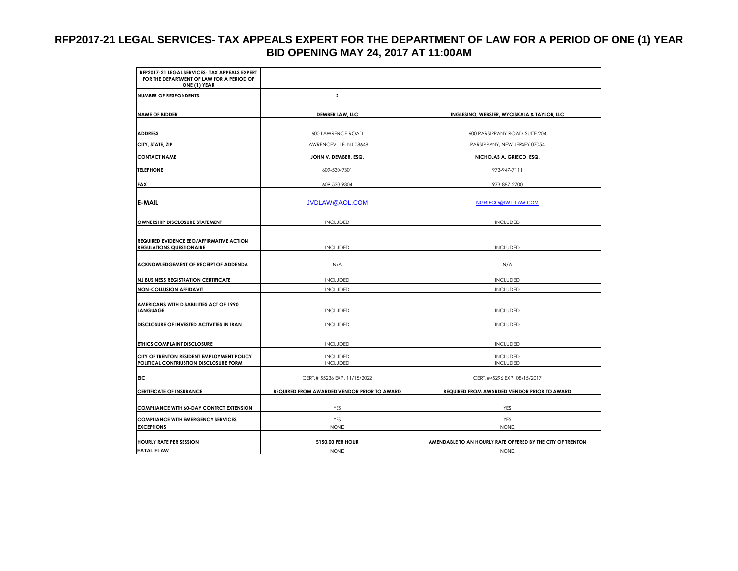# RFP2017-21 LEGAL SERVICES- TAX APPEALS EXPERT FOR THE DEPARTMENT OF LAW FOR A PERIOD OF ONE (1) YEAR
## BID OPENING MAY 24, 2017 AT 11:00AM

| RFP2017-21 LEGAL SERVICES- TAX APPEALS EXPERT FOR THE DEPARTMENT OF LAW FOR A PERIOD OF ONE (1) YEAR | | |
|---|---|---|
| NUMBER OF RESPONDENTS: | 2 | |
| NAME OF BIDDER | DEMBER LAW, LLC | INGLESINO, WEBSTER, WYCISKALA & TAYLOR, LLC |
| ADDRESS | 600 LAWRENCE ROAD | 600 PARSIPPANY ROAD, SUITE 204 |
| CITY, STATE, ZIP | LAWRENCEVILLE, NJ 08648 | PARSIPPANY, NEW JERSEY 07054 |
| CONTACT NAME | JOHN V. DEMBER, ESQ. | NICHOLAS A. GRIECO, ESQ. |
| TELEPHONE | 609-530-9301 | 973-947-7111 |
| FAX | 609-530-9304 | 973-887-2700 |
| E-MAIL | JVDLAW@AOL.COM | NGRIECO@IWT-LAW.COM |
| OWNERSHIP DISCLOSURE STATEMENT | INCLUDED | INCLUDED |
| REQUIRED EVIDENCE EEO/AFFIRMATIVE ACTION REGULATIONS QUESTIONAIRE | INCLUDED | INCLUDED |
| ACKNOWLEDGEMENT OF RECEIPT OF ADDENDA | N/A | N/A |
| NJ BUSINESS REGISTRATION CERTIFICATE | INCLUDED | INCLUDED |
| NON-COLLUSION AFFIDAVIT | INCLUDED | INCLUDED |
| AMERICANS WITH DISABILITIES ACT OF 1990 LANGUAGE | INCLUDED | INCLUDED |
| DISCLOSURE OF INVESTED ACTIVITIES IN IRAN | INCLUDED | INCLUDED |
| ETHICS COMPLAINT DISCLOSURE | INCLUDED | INCLUDED |
| CITY OF TRENTON RESIDENT EMPLOYMENT POLICY | INCLUDED | INCLUDED |
| POLITICAL CONTRIUBTION DISCLOSURE FORM | INCLUDED | INCLUDED |
| EIC | CERT.# 55236 EXP. 11/15/2022 | CERT.#45296 EXP. 08/15/2017 |
| CERTIFICATE OF INSURANCE | REQUIRED FROM AWARDED VENDOR PRIOR TO AWARD | REQUIRED FROM AWARDED VENDOR PRIOR TO AWARD |
| COMPLIANCE WITH 60-DAY CONTRCT EXTENSION | YES | YES |
| COMPLIANCE WITH EMERGENCY SERVICES | YES | YES |
| EXCEPTIONS | NONE | NONE |
| HOURLY RATE PER SESSION | $150.00 PER HOUR | AMENDABLE TO AN HOURLY RATE OFFERED BY THE CITY OF TRENTON |
| FATAL FLAW | NONE | NONE |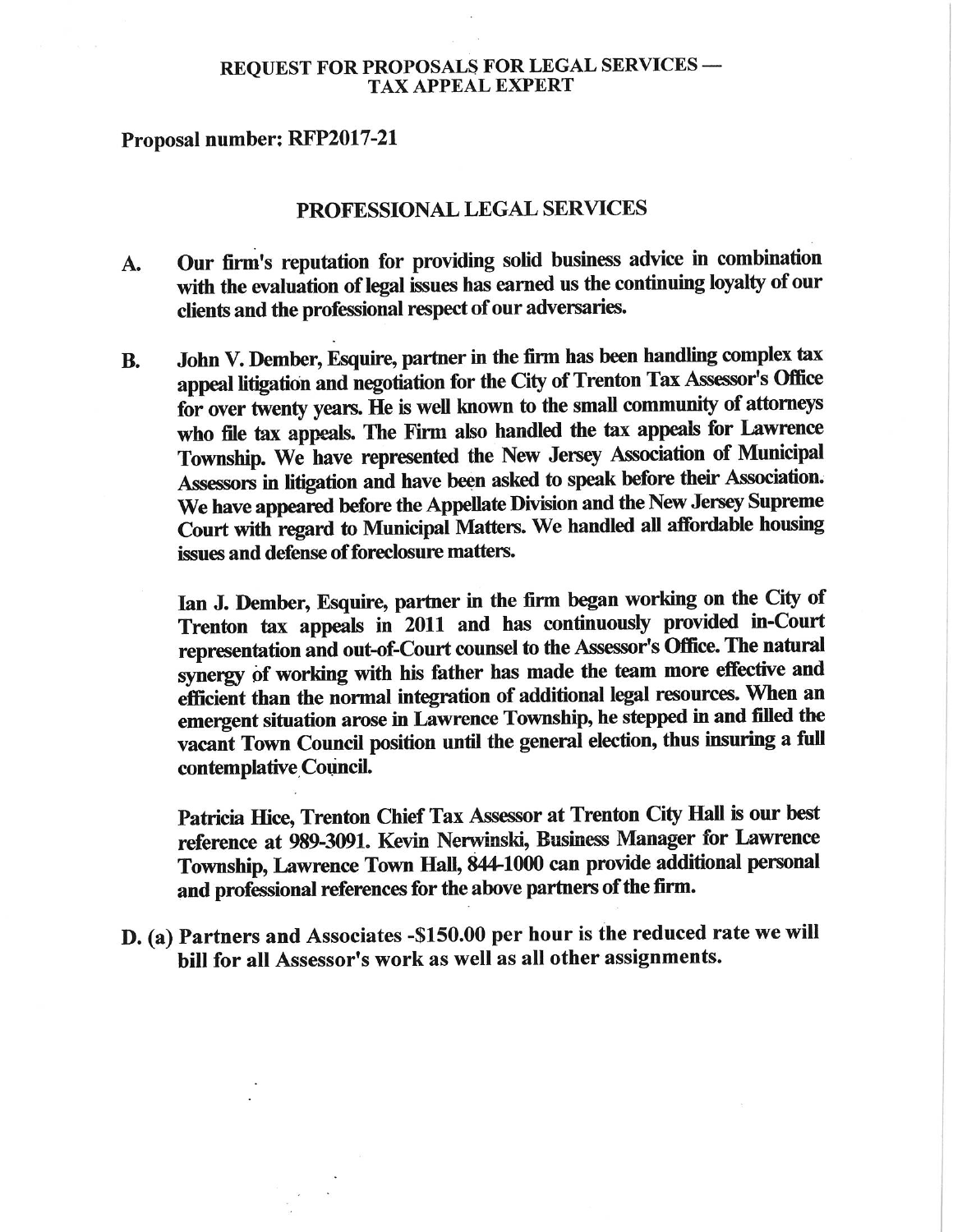## REQUEST FOR PROPOSALS FOR LEGAL SERVICES — TAX APPEAL EXPERT

**Proposal number: RFP2017-21**

## PROFESSIONAL LEGAL SERVICES

**A. Our firm's reputation for providing solid business advice in combination with the evaluation of legal issues has earned us the continuing loyalty of our clients and the professional respect of our adversaries.**

**B. John V. Dember, Esquire, partner in the firm has been handling complex tax appeal litigation and negotiation for the City of Trenton Tax Assessor's Office for over twenty years. He is well known to the small community of attorneys who file tax appeals. The Firm also handled the tax appeals for Lawrence Township. We have represented the New Jersey Association of Municipal Assessors in litigation and have been asked to speak before their Association. We have appeared before the Appellate Division and the New Jersey Supreme Court with regard to Municipal Matters. We handled all affordable housing issues and defense of foreclosure matters.**

**Ian J. Dember, Esquire, partner in the firm began working on the City of Trenton tax appeals in 2011 and has continuously provided in-Court representation and out-of-Court counsel to the Assessor's Office. The natural synergy of working with his father has made the team more effective and efficient than the normal integration of additional legal resources. When an emergent situation arose in Lawrence Township, he stepped in and filled the vacant Town Council position until the general election, thus insuring a full contemplative Council.**

**Patricia Hice, Trenton Chief Tax Assessor at Trenton City Hall is our best reference at 989-3091. Kevin Nerwinski, Business Manager for Lawrence Township, Lawrence Town Hall, 844-1000 can provide additional personal and professional references for the above partners of the firm.**

**D. (a) Partners and Associates -$150.00 per hour is the reduced rate we will bill for all Assessor's work as well as all other assignments.**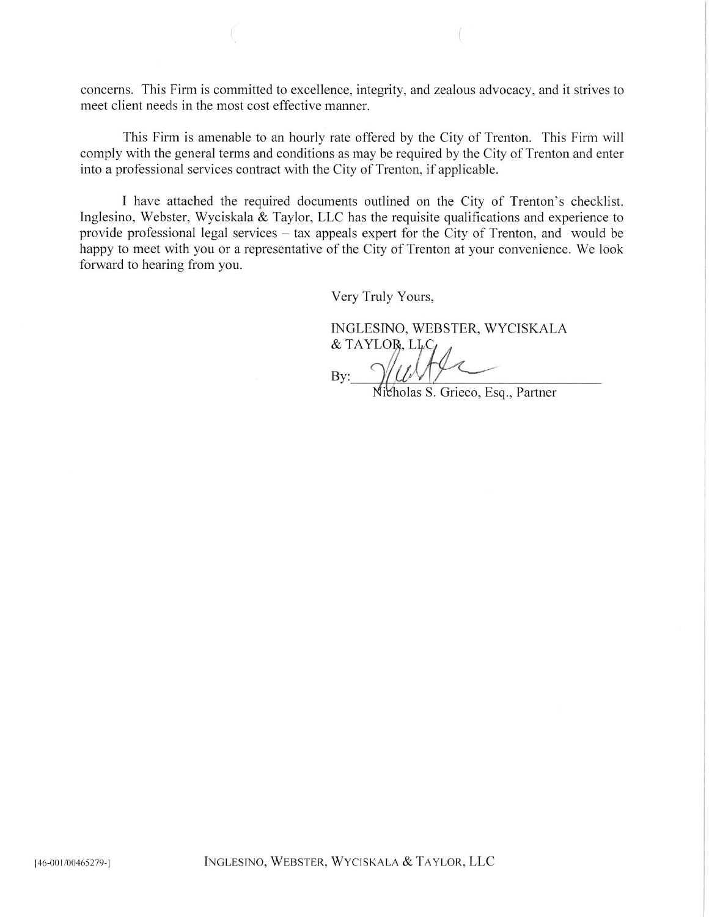concerns. This Firm is committed to excellence, integrity, and zealous advocacy, and it strives to meet client needs in the most cost effective manner.

This Firm is amenable to an hourly rate offered by the City of Trenton. This Firm will comply with the general terms and conditions as may be required by the City of Trenton and enter into a professional services contract with the City of Trenton, if applicable.

I have attached the required documents outlined on the City of Trenton's checklist. Inglesino, Webster, Wyciskala & Taylor, LLC has the requisite qualifications and experience to provide professional legal services – tax appeals expert for the City of Trenton, and would be happy to meet with you or a representative of the City of Trenton at your convenience. We look forward to hearing from you.

Very Truly Yours,

INGLESINO, WEBSTER, WYCISKALA & TAYLOR, LLC

By: ______________________
Nicholas S. Grieco, Esq., Partner

{46-001/00465279-}